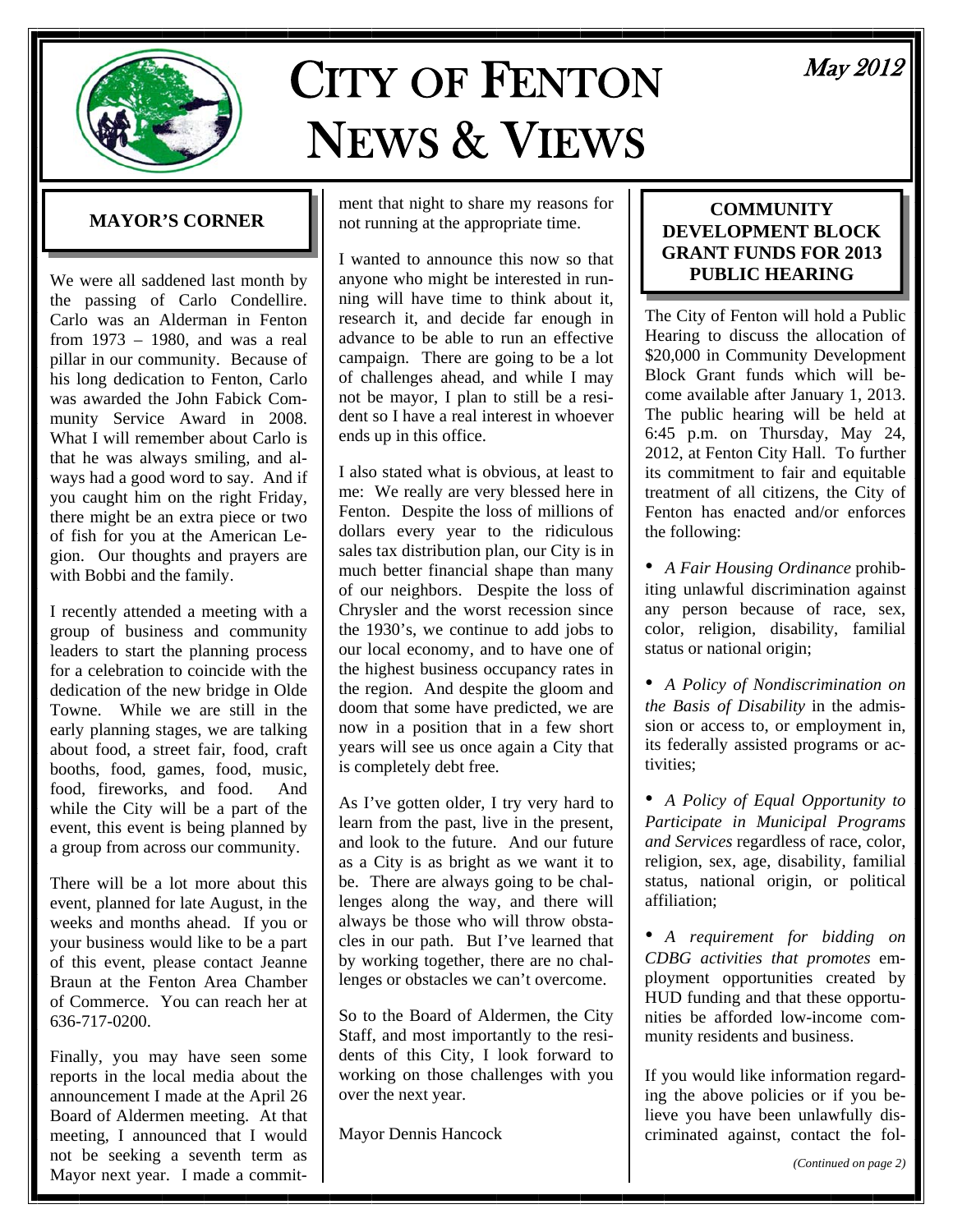# CITY OF FENTON NEWS & VIEWS

May 2012

## MAYOR'S CORNER

We were all saddened last month by the passing of Carlo Condellire. Carlo was an Alderman in Fenton from 1973 – 1980, and was a real pillar in our community. Because of his long dedication to Fenton, Carlo was awarded the John Fabick Community Service Award in 2008. What I will remember about Carlo is that he was always smiling, and always had a good word to say. And if you caught him on the right Friday, there might be an extra piece or two of fish for you at the American Legion. Our thoughts and prayers are with Bobbi and the family.

I recently attended a meeting with a group of business and community leaders to start the planning process for a celebration to coincide with the dedication of the new bridge in Olde Towne. While we are still in the early planning stages, we are talking about food, a street fair, food, craft booths, food, games, food, music, food, fireworks, and food. And while the City will be a part of the event, this event is being planned by a group from across our community.

There will be a lot more about this event, planned for late August, in the weeks and months ahead. If you or your business would like to be a part of this event, please contact Jeanne Braun at the Fenton Area Chamber of Commerce. You can reach her at 636-717-0200.

Finally, you may have seen some reports in the local media about the announcement I made at the April 26 Board of Aldermen meeting. At that meeting, I announced that I would not be seeking a seventh term as Mayor next year. I made a commitment that night to share my reasons for not running at the appropriate time.

I wanted to announce this now so that anyone who might be interested in running will have time to think about it, research it, and decide far enough in advance to be able to run an effective campaign. There are going to be a lot of challenges ahead, and while I may not be mayor, I plan to still be a resident so I have a real interest in whoever ends up in this office.

I also stated what is obvious, at least to me: We really are very blessed here in Fenton. Despite the loss of millions of dollars every year to the ridiculous sales tax distribution plan, our City is in much better financial shape than many of our neighbors. Despite the loss of Chrysler and the worst recession since the 1930's, we continue to add jobs to our local economy, and to have one of the highest business occupancy rates in the region. And despite the gloom and doom that some have predicted, we are now in a position that in a few short years will see us once again a City that is completely debt free.

As I've gotten older, I try very hard to learn from the past, live in the present, and look to the future. And our future as a City is as bright as we want it to be. There are always going to be challenges along the way, and there will always be those who will throw obstacles in our path. But I've learned that by working together, there are no challenges or obstacles we can't overcome.

So to the Board of Aldermen, the City Staff, and most importantly to the residents of this City, I look forward to working on those challenges with you over the next year.

Mayor Dennis Hancock

## COMMUNITY DEVELOPMENT BLOCK GRANT FUNDS FOR 2013 PUBLIC HEARING

The City of Fenton will hold a Public Hearing to discuss the allocation of $20,000 in Community Development Block Grant funds which will become available after January 1, 2013. The public hearing will be held at 6:45 p.m. on Thursday, May 24, 2012, at Fenton City Hall. To further its commitment to fair and equitable treatment of all citizens, the City of Fenton has enacted and/or enforces the following:

- *A Fair Housing Ordinance* prohibiting unlawful discrimination against any person because of race, sex, color, religion, disability, familial status or national origin;
- *A Policy of Nondiscrimination on the Basis of Disability* in the admission or access to, or employment in, its federally assisted programs or activities;
- *A Policy of Equal Opportunity to Participate in Municipal Programs and Services* regardless of race, color, religion, sex, age, disability, familial status, national origin, or political affiliation;
- *A requirement for bidding on CDBG activities that promotes* employment opportunities created by HUD funding and that these opportunities be afforded low-income community residents and business.

If you would like information regarding the above policies or if you believe you have been unlawfully discriminated against, contact the fol-

*(Continued on page 2)*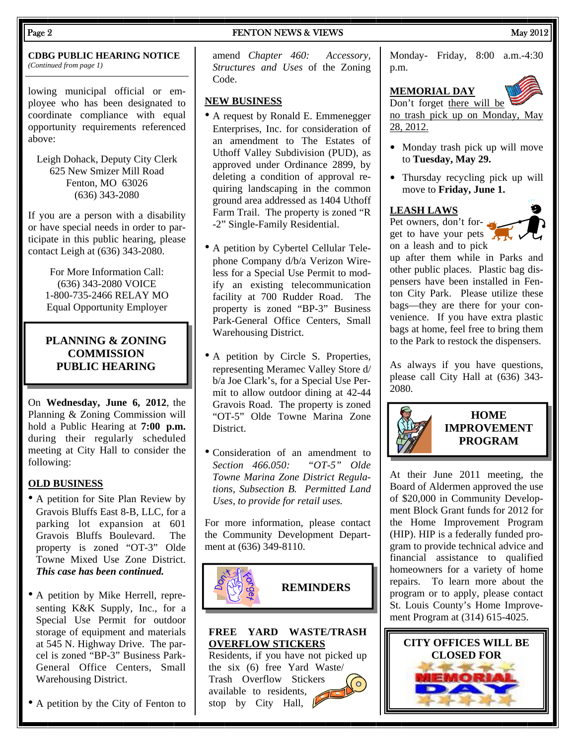**CDBG PUBLIC HEARING NOTICE**
*(Continued from page 1)*

lowing municipal official or employee who has been designated to coordinate compliance with equal opportunity requirements referenced above:

Leigh Dohack, Deputy City Clerk
625 New Smizer Mill Road
Fenton, MO 63026
(636) 343-2080

If you are a person with a disability or have special needs in order to participate in this public hearing, please contact Leigh at (636) 343-2080.

For More Information Call:
(636) 343-2080 VOICE
1-800-735-2466 RELAY MO
Equal Opportunity Employer

## PLANNING & ZONING COMMISSION PUBLIC HEARING

On **Wednesday, June 6, 2012**, the Planning & Zoning Commission will hold a Public Hearing at **7:00 p.m.** during their regularly scheduled meeting at City Hall to consider the following:

### OLD BUSINESS

- A petition for Site Plan Review by Gravois Bluffs East 8-B, LLC, for a parking lot expansion at 601 Gravois Bluffs Boulevard. The property is zoned "OT-3" Olde Towne Mixed Use Zone District. ***This case has been continued.***
- A petition by Mike Herrell, representing K&K Supply, Inc., for a Special Use Permit for outdoor storage of equipment and materials at 545 N. Highway Drive. The parcel is zoned "BP-3" Business Park-General Office Centers, Small Warehousing District.
- A petition by the City of Fenton to amend *Chapter 460: Accessory, Structures and Uses* of the Zoning Code.

### NEW BUSINESS

- A request by Ronald E. Emmenegger Enterprises, Inc. for consideration of an amendment to The Estates of Uthoff Valley Subdivision (PUD), as approved under Ordinance 2899, by deleting a condition of approval requiring landscaping in the common ground area addressed as 1404 Uthoff Farm Trail. The property is zoned "R-2" Single-Family Residential.
- A petition by Cybertel Cellular Telephone Company d/b/a Verizon Wireless for a Special Use Permit to modify an existing telecommunication facility at 700 Rudder Road. The property is zoned "BP-3" Business Park-General Office Centers, Small Warehousing District.
- A petition by Circle S. Properties, representing Meramec Valley Store d/b/a Joe Clark's, for a Special Use Permit to allow outdoor dining at 42-44 Gravois Road. The property is zoned "OT-5" Olde Towne Marina Zone District.
- Consideration of an amendment to *Section 466.050: "OT-5" Olde Towne Marina Zone District Regulations, Subsection B. Permitted Land Uses, to provide for retail uses.*

For more information, please contact the Community Development Department at (636) 349-8110.

## REMINDERS

### FREE YARD WASTE/TRASH OVERFLOW STICKERS

Residents, if you have not picked up the six (6) free Yard Waste/ Trash Overflow Stickers available to residents, stop by City Hall, Monday- Friday, 8:00 a.m.-4:30 p.m.

### MEMORIAL DAY

Don't forget there will be no trash pick up on Monday, May 28, 2012.

- Monday trash pick up will move to **Tuesday, May 29.**
- Thursday recycling pick up will move to **Friday, June 1.**

### LEASH LAWS

Pet owners, don't forget to have your pets on a leash and to pick up after them while in Parks and other public places. Plastic bag dispensers have been installed in Fenton City Park. Please utilize these bags—they are there for your convenience. If you have extra plastic bags at home, feel free to bring them to the Park to restock the dispensers.

As always if you have questions, please call City Hall at (636) 343-2080.

## HOME IMPROVEMENT PROGRAM

At their June 2011 meeting, the Board of Aldermen approved the use of $20,000 in Community Development Block Grant funds for 2012 for the Home Improvement Program (HIP). HIP is a federally funded program to provide technical advice and financial assistance to qualified homeowners for a variety of home repairs. To learn more about the program or to apply, please contact St. Louis County's Home Improvement Program at (314) 615-4025.

**CITY OFFICES WILL BE CLOSED FOR MEMORIAL DAY**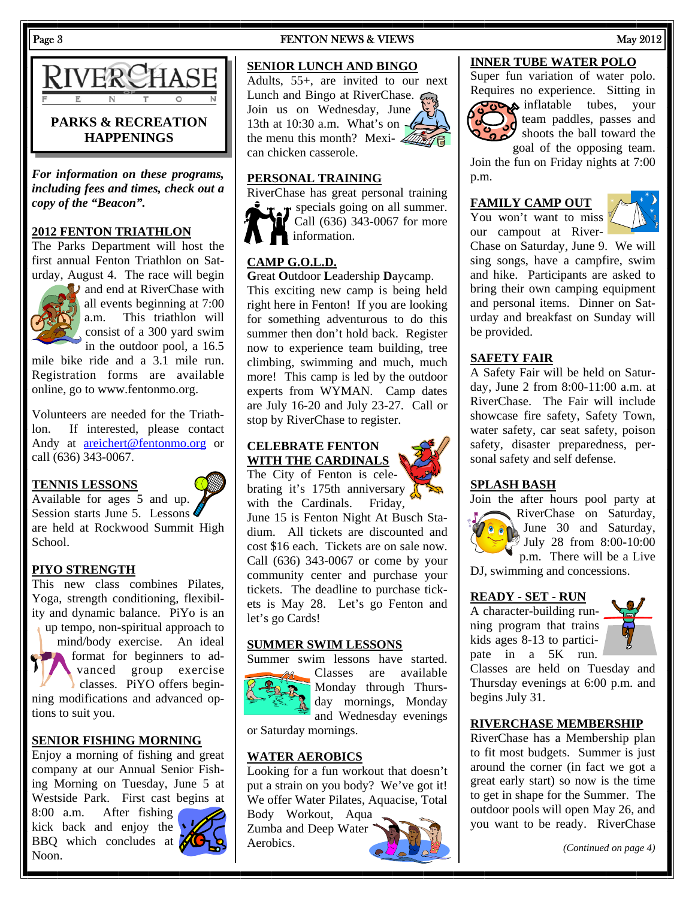# RIVERCHASE FENTON

## PARKS & RECREATION HAPPENINGS

***For information on these programs, including fees and times, check out a copy of the "Beacon".***

### 2012 FENTON TRIATHLON

The Parks Department will host the first annual Fenton Triathlon on Saturday, August 4. The race will begin and end at RiverChase with all events beginning at 7:00 a.m. This triathlon will consist of a 300 yard swim in the outdoor pool, a 16.5 mile bike ride and a 3.1 mile run. Registration forms are available online, go to www.fentonmo.org.

Volunteers are needed for the Triathlon. If interested, please contact Andy at areichert@fentonmo.org or call (636) 343-0067.

### TENNIS LESSONS

Available for ages 5 and up. Session starts June 5. Lessons are held at Rockwood Summit High School.

### PIYO STRENGTH

This new class combines Pilates, Yoga, strength conditioning, flexibility and dynamic balance. PiYo is an up tempo, non-spiritual approach to mind/body exercise. An ideal format for beginners to advanced group exercise classes. PiYO offers beginning modifications and advanced options to suit you.

### SENIOR FISHING MORNING

Enjoy a morning of fishing and great company at our Annual Senior Fishing Morning on Tuesday, June 5 at Westside Park. First cast begins at 8:00 a.m. After fishing kick back and enjoy the BBQ which concludes at Noon.

### SENIOR LUNCH AND BINGO

Adults, 55+, are invited to our next Lunch and Bingo at RiverChase. Join us on Wednesday, June 13th at 10:30 a.m. What's on the menu this month? Mexican chicken casserole.

### PERSONAL TRAINING

RiverChase has great personal training specials going on all summer. Call (636) 343-0067 for more information.

### CAMP G.O.L.D.

**G**reat **O**utdoor **L**eadership **D**aycamp.

This exciting new camp is being held right here in Fenton! If you are looking for something adventurous to do this summer then don't hold back. Register now to experience team building, tree climbing, swimming and much, much more! This camp is led by the outdoor experts from WYMAN. Camp dates are July 16-20 and July 23-27. Call or stop by RiverChase to register.

### CELEBRATE FENTON WITH THE CARDINALS

The City of Fenton is celebrating it's 175th anniversary with the Cardinals. Friday, June 15 is Fenton Night At Busch Stadium. All tickets are discounted and cost $16 each. Tickets are on sale now. Call (636) 343-0067 or come by your community center and purchase your tickets. The deadline to purchase tickets is May 28. Let's go Fenton and let's go Cards!

### SUMMER SWIM LESSONS

Summer swim lessons have started. Classes are available Monday through Thursday mornings, Monday and Wednesday evenings or Saturday mornings.

### WATER AEROBICS

Looking for a fun workout that doesn't put a strain on you body? We've got it! We offer Water Pilates, Aquacise, Total Body Workout, Aqua Zumba and Deep Water Aerobics.

### INNER TUBE WATER POLO

Super fun variation of water polo. Requires no experience. Sitting in inflatable tubes, your team paddles, passes and shoots the ball toward the goal of the opposing team. Join the fun on Friday nights at 7:00 p.m.

### FAMILY CAMP OUT

You won't want to miss our campout at RiverChase on Saturday, June 9. We will sing songs, have a campfire, swim and hike. Participants are asked to bring their own camping equipment and personal items. Dinner on Saturday and breakfast on Sunday will be provided.

### SAFETY FAIR

A Safety Fair will be held on Saturday, June 2 from 8:00-11:00 a.m. at RiverChase. The Fair will include showcase fire safety, Safety Town, water safety, car seat safety, poison safety, disaster preparedness, personal safety and self defense.

### SPLASH BASH

Join the after hours pool party at RiverChase on Saturday, June 30 and Saturday, July 28 from 8:00-10:00 p.m. There will be a Live DJ, swimming and concessions.

### READY - SET - RUN

A character-building running program that trains kids ages 8-13 to participate in a 5K run. Classes are held on Tuesday and Thursday evenings at 6:00 p.m. and begins July 31.

### RIVERCHASE MEMBERSHIP

RiverChase has a Membership plan to fit most budgets. Summer is just around the corner (in fact we got a great early start) so now is the time to get in shape for the Summer. The outdoor pools will open May 26, and you want to be ready. RiverChase

*(Continued on page 4)*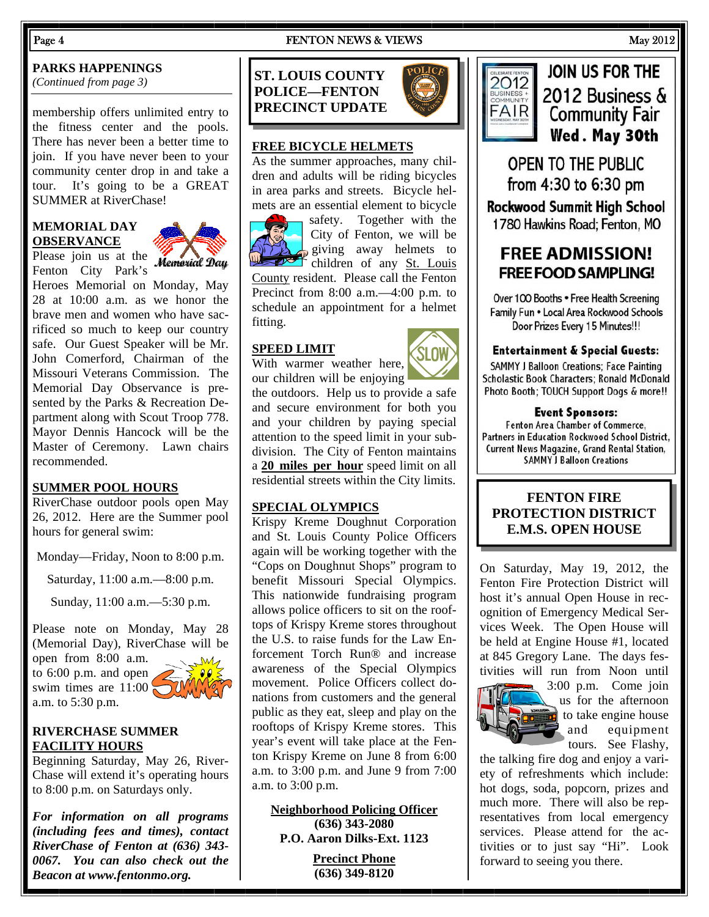## PARKS HAPPENINGS

*(Continued from page 3)*

membership offers unlimited entry to the fitness center and the pools. There has never been a better time to join. If you have never been to your community center drop in and take a tour. It's going to be a GREAT SUMMER at RiverChase!

### MEMORIAL DAY OBSERVANCE

Please join us at the Fenton City Park's Heroes Memorial on Monday, May 28 at 10:00 a.m. as we honor the brave men and women who have sacrificed so much to keep our country safe. Our Guest Speaker will be Mr. John Comerford, Chairman of the Missouri Veterans Commission. The Memorial Day Observance is presented by the Parks & Recreation Department along with Scout Troop 778. Mayor Dennis Hancock will be the Master of Ceremony. Lawn chairs recommended.

### SUMMER POOL HOURS

RiverChase outdoor pools open May 26, 2012. Here are the Summer pool hours for general swim:

Monday—Friday, Noon to 8:00 p.m.

Saturday, 11:00 a.m.—8:00 p.m.

Sunday, 11:00 a.m.—5:30 p.m.

Please note on Monday, May 28 (Memorial Day), RiverChase will be open from 8:00 a.m. to 6:00 p.m. and open swim times are 11:00 a.m. to 5:30 p.m.

### RIVERCHASE SUMMER FACILITY HOURS

Beginning Saturday, May 26, RiverChase will extend it's operating hours to 8:00 p.m. on Saturdays only.

***For information on all programs (including fees and times), contact RiverChase of Fenton at (636) 343-0067. You can also check out the Beacon at www.fentonmo.org.***

## ST. LOUIS COUNTY POLICE—FENTON PRECINCT UPDATE

### FREE BICYCLE HELMETS

As the summer approaches, many children and adults will be riding bicycles in area parks and streets. Bicycle helmets are an essential element to bicycle safety. Together with the City of Fenton, we will be giving away helmets to children of any St. Louis County resident. Please call the Fenton Precinct from 8:00 a.m.—4:00 p.m. to schedule an appointment for a helmet fitting.

### SPEED LIMIT

With warmer weather here, our children will be enjoying the outdoors. Help us to provide a safe and secure environment for both you and your children by paying special attention to the speed limit in your subdivision. The City of Fenton maintains a **20 miles per hour** speed limit on all residential streets within the City limits.

### SPECIAL OLYMPICS

Krispy Kreme Doughnut Corporation and St. Louis County Police Officers again will be working together with the "Cops on Doughnut Shops" program to benefit Missouri Special Olympics. This nationwide fundraising program allows police officers to sit on the rooftops of Krispy Kreme stores throughout the U.S. to raise funds for the Law Enforcement Torch Run® and increase awareness of the Special Olympics movement. Police Officers collect donations from customers and the general public as they eat, sleep and play on the rooftops of Krispy Kreme stores. This year's event will take place at the Fenton Krispy Kreme on June 8 from 6:00 a.m. to 3:00 p.m. and June 9 from 7:00 a.m. to 3:00 p.m.

**Neighborhood Policing Officer**
**(636) 343-2080**
**P.O. Aaron Dilks-Ext. 1123**

**Precinct Phone**
**(636) 349-8120**

## JOIN US FOR THE 2012 Business & Community Fair

**Wed. May 30th**

OPEN TO THE PUBLIC from 4:30 to 6:30 pm

**Rockwood Summit High School**
1780 Hawkins Road; Fenton, MO

**FREE ADMISSION!**
**FREE FOOD SAMPLING!**

Over 100 Booths • Free Health Screening
Family Fun • Local Area Rockwood Schools
Door Prizes Every 15 Minutes!!!

**Entertainment & Special Guests:**
SAMMY J Balloon Creations; Face Painting
Scholastic Book Characters; Ronald McDonald
Photo Booth; TOUCH Support Dogs & more!!

**Event Sponsors:**
Fenton Area Chamber of Commerce,
Partners in Education Rockwood School District,
Current News Magazine, Grand Rental Station,
SAMMY J Balloon Creations

## FENTON FIRE PROTECTION DISTRICT E.M.S. OPEN HOUSE

On Saturday, May 19, 2012, the Fenton Fire Protection District will host it's annual Open House in recognition of Emergency Medical Services Week. The Open House will be held at Engine House #1, located at 845 Gregory Lane. The days festivities will run from Noon until 3:00 p.m. Come join us for the afternoon to take engine house and equipment tours. See Flashy, the talking fire dog and enjoy a variety of refreshments which include: hot dogs, soda, popcorn, prizes and much more. There will also be representatives from local emergency services. Please attend for the activities or to just say "Hi". Look forward to seeing you there.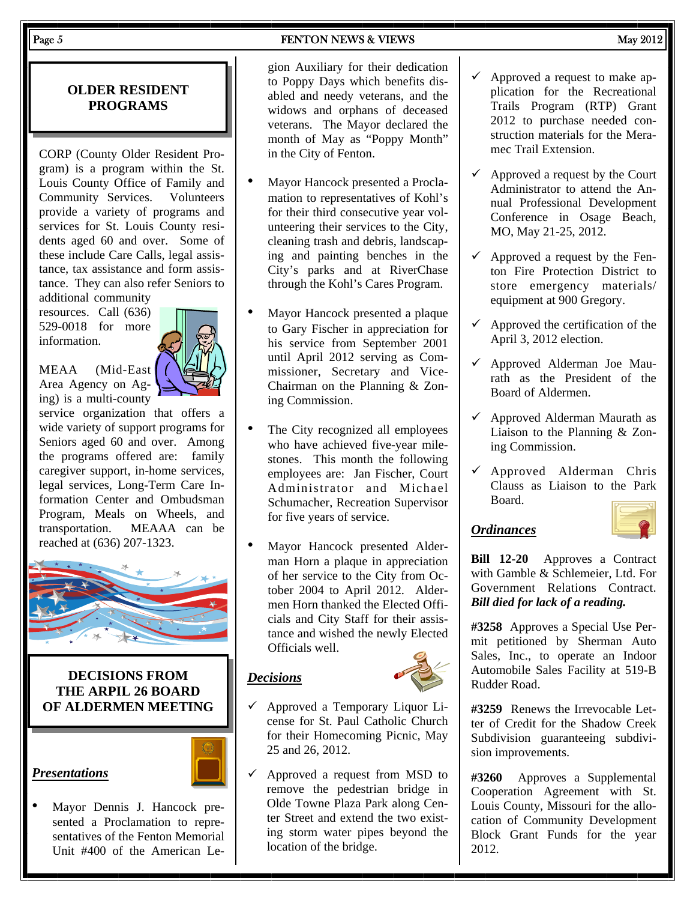## OLDER RESIDENT PROGRAMS

CORP (County Older Resident Program) is a program within the St. Louis County Office of Family and Community Services. Volunteers provide a variety of programs and services for St. Louis County residents aged 60 and over. Some of these include Care Calls, legal assistance, tax assistance and form assistance. They can also refer Seniors to additional community resources. Call (636) 529-0018 for more information.

MEAA (Mid-East Area Agency on Aging) is a multi-county service organization that offers a wide variety of support programs for Seniors aged 60 and over. Among the programs offered are: family caregiver support, in-home services, legal services, Long-Term Care Information Center and Ombudsman Program, Meals on Wheels, and transportation. MEAAA can be reached at (636) 207-1323.

## DECISIONS FROM THE ARPIL 26 BOARD OF ALDERMEN MEETING

### *Presentations*

- Mayor Dennis J. Hancock presented a Proclamation to representatives of the Fenton Memorial Unit #400 of the American Legion Auxiliary for their dedication to Poppy Days which benefits disabled and needy veterans, and the widows and orphans of deceased veterans. The Mayor declared the month of May as "Poppy Month" in the City of Fenton.
- Mayor Hancock presented a Proclamation to representatives of Kohl's for their third consecutive year volunteering their services to the City, cleaning trash and debris, landscaping and painting benches in the City's parks and at RiverChase through the Kohl's Cares Program.
- Mayor Hancock presented a plaque to Gary Fischer in appreciation for his service from September 2001 until April 2012 serving as Commissioner, Secretary and Vice-Chairman on the Planning & Zoning Commission.
- The City recognized all employees who have achieved five-year milestones. This month the following employees are: Jan Fischer, Court Administrator and Michael Schumacher, Recreation Supervisor for five years of service.
- Mayor Hancock presented Alderman Horn a plaque in appreciation of her service to the City from October 2004 to April 2012. Aldermen Horn thanked the Elected Officials and City Staff for their assistance and wished the newly Elected Officials well.

### *Decisions*

- ✓ Approved a Temporary Liquor License for St. Paul Catholic Church for their Homecoming Picnic, May 25 and 26, 2012.
- ✓ Approved a request from MSD to remove the pedestrian bridge in Olde Towne Plaza Park along Center Street and extend the two existing storm water pipes beyond the location of the bridge.
- ✓ Approved a request to make application for the Recreational Trails Program (RTP) Grant 2012 to purchase needed construction materials for the Meramec Trail Extension.
- ✓ Approved a request by the Court Administrator to attend the Annual Professional Development Conference in Osage Beach, MO, May 21-25, 2012.
- ✓ Approved a request by the Fenton Fire Protection District to store emergency materials/equipment at 900 Gregory.
- ✓ Approved the certification of the April 3, 2012 election.
- ✓ Approved Alderman Joe Maurath as the President of the Board of Aldermen.
- ✓ Approved Alderman Maurath as Liaison to the Planning & Zoning Commission.
- ✓ Approved Alderman Chris Clauss as Liaison to the Park Board.

### *Ordinances*

**Bill 12-20** Approves a Contract with Gamble & Schlemeier, Ltd. For Government Relations Contract. ***Bill died for lack of a reading.***

**#3258** Approves a Special Use Permit petitioned by Sherman Auto Sales, Inc., to operate an Indoor Automobile Sales Facility at 519-B Rudder Road.

**#3259** Renews the Irrevocable Letter of Credit for the Shadow Creek Subdivision guaranteeing subdivision improvements.

**#3260** Approves a Supplemental Cooperation Agreement with St. Louis County, Missouri for the allocation of Community Development Block Grant Funds for the year 2012.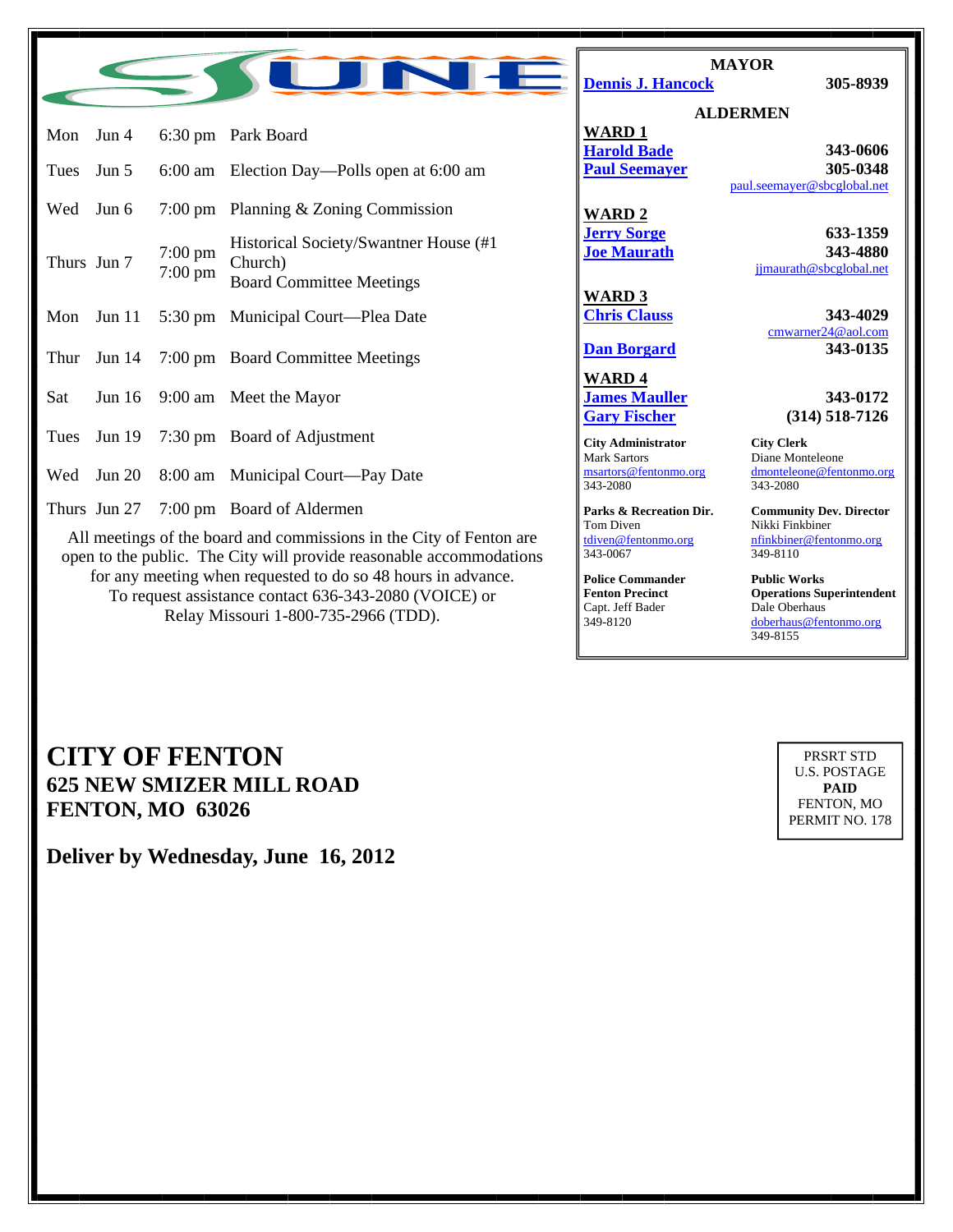# JUNE

| | | | |
|---|---|---|---|
| Mon | Jun 4 | 6:30 pm | Park Board |
| Tues | Jun 5 | 6:00 am | Election Day—Polls open at 6:00 am |
| Wed | Jun 6 | 7:00 pm | Planning & Zoning Commission |
| Thurs | Jun 7 | 7:00 pm<br>7:00 pm | Historical Society/Swantner House (#1 Church)<br>Board Committee Meetings |
| Mon | Jun 11 | 5:30 pm | Municipal Court—Plea Date |
| Thur | Jun 14 | 7:00 pm | Board Committee Meetings |
| Sat | Jun 16 | 9:00 am | Meet the Mayor |
| Tues | Jun 19 | 7:30 pm | Board of Adjustment |
| Wed | Jun 20 | 8:00 am | Municipal Court—Pay Date |
| Thurs | Jun 27 | 7:00 pm | Board of Aldermen |

All meetings of the board and commissions in the City of Fenton are open to the public. The City will provide reasonable accommodations for any meeting when requested to do so 48 hours in advance. To request assistance contact 636-343-2080 (VOICE) or Relay Missouri 1-800-735-2966 (TDD).

**MAYOR**

**Dennis J. Hancock** **305-8939**

**ALDERMEN**

**WARD 1**

**Harold Bade** **343-0606**

**Paul Seemayer** **305-0348**
paul.seemayer@sbcglobal.net

**WARD 2**

**Jerry Sorge** **633-1359**

**Joe Maurath** **343-4880**
jjmaurath@sbcglobal.net

**WARD 3**

**Chris Clauss** **343-4029**
cmwarner24@aol.com

**Dan Borgard** **343-0135**

**WARD 4**

**James Mauller** **343-0172**

**Gary Fischer** **(314) 518-7126**

**City Administrator**
Mark Sartors
msartors@fentonmo.org
343-2080

**City Clerk**
Diane Monteleone
dmonteleone@fentonmo.org
343-2080

**Parks & Recreation Dir.**
Tom Diven
tdiven@fentonmo.org
343-0067

**Community Dev. Director**
Nikki Finkbiner
nfinkbiner@fentonmo.org
349-8110

**Police Commander**
**Fenton Precinct**
Capt. Jeff Bader
349-8120

**Public Works**
**Operations Superintendent**
Dale Oberhaus
doberhaus@fentonmo.org
349-8155

**CITY OF FENTON**
**625 NEW SMIZER MILL ROAD**
**FENTON, MO 63026**

PRSRT STD
U.S. POSTAGE
**PAID**
FENTON, MO
PERMIT NO. 178

**Deliver by Wednesday, June 16, 2012**